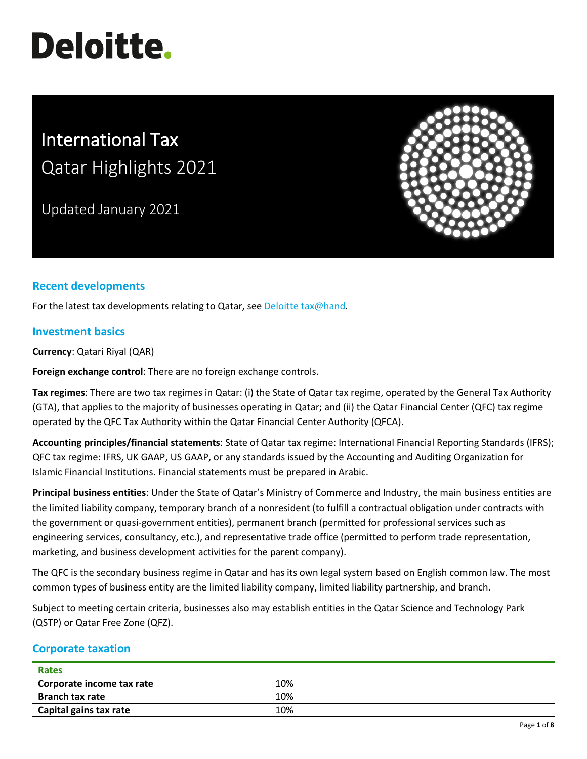Deloitte.

# International Tax
## Qatar Highlights 2021

Updated January 2021

## Recent developments

For the latest tax developments relating to Qatar, see Deloitte tax@hand.

## Investment basics

**Currency**: Qatari Riyal (QAR)

**Foreign exchange control**: There are no foreign exchange controls.

**Tax regimes**: There are two tax regimes in Qatar: (i) the State of Qatar tax regime, operated by the General Tax Authority (GTA), that applies to the majority of businesses operating in Qatar; and (ii) the Qatar Financial Center (QFC) tax regime operated by the QFC Tax Authority within the Qatar Financial Center Authority (QFCA).

**Accounting principles/financial statements**: State of Qatar tax regime: International Financial Reporting Standards (IFRS); QFC tax regime: IFRS, UK GAAP, US GAAP, or any standards issued by the Accounting and Auditing Organization for Islamic Financial Institutions. Financial statements must be prepared in Arabic.

**Principal business entities**: Under the State of Qatar's Ministry of Commerce and Industry, the main business entities are the limited liability company, temporary branch of a nonresident (to fulfill a contractual obligation under contracts with the government or quasi-government entities), permanent branch (permitted for professional services such as engineering services, consultancy, etc.), and representative trade office (permitted to perform trade representation, marketing, and business development activities for the parent company).

The QFC is the secondary business regime in Qatar and has its own legal system based on English common law. The most common types of business entity are the limited liability company, limited liability partnership, and branch.

Subject to meeting certain criteria, businesses also may establish entities in the Qatar Science and Technology Park (QSTP) or Qatar Free Zone (QFZ).

## Corporate taxation

| Rates | |
|---|---|
| **Corporate income tax rate** | 10% |
| **Branch tax rate** | 10% |
| **Capital gains tax rate** | 10% |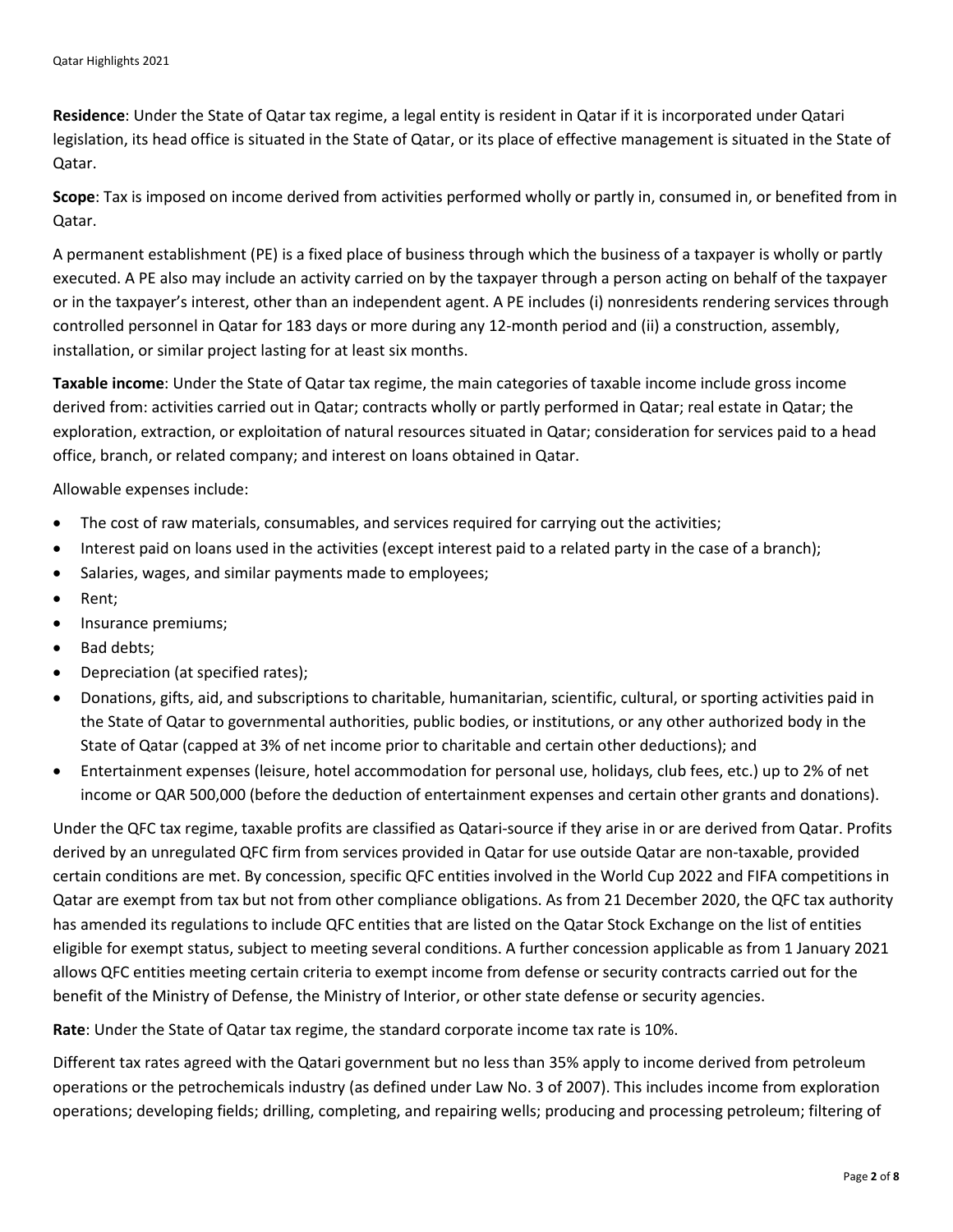**Residence**: Under the State of Qatar tax regime, a legal entity is resident in Qatar if it is incorporated under Qatari legislation, its head office is situated in the State of Qatar, or its place of effective management is situated in the State of Qatar.

**Scope**: Tax is imposed on income derived from activities performed wholly or partly in, consumed in, or benefited from in Qatar.

A permanent establishment (PE) is a fixed place of business through which the business of a taxpayer is wholly or partly executed. A PE also may include an activity carried on by the taxpayer through a person acting on behalf of the taxpayer or in the taxpayer's interest, other than an independent agent. A PE includes (i) nonresidents rendering services through controlled personnel in Qatar for 183 days or more during any 12-month period and (ii) a construction, assembly, installation, or similar project lasting for at least six months.

**Taxable income**: Under the State of Qatar tax regime, the main categories of taxable income include gross income derived from: activities carried out in Qatar; contracts wholly or partly performed in Qatar; real estate in Qatar; the exploration, extraction, or exploitation of natural resources situated in Qatar; consideration for services paid to a head office, branch, or related company; and interest on loans obtained in Qatar.

Allowable expenses include:

- The cost of raw materials, consumables, and services required for carrying out the activities;
- Interest paid on loans used in the activities (except interest paid to a related party in the case of a branch);
- Salaries, wages, and similar payments made to employees;
- Rent;
- Insurance premiums;
- Bad debts;
- Depreciation (at specified rates);
- Donations, gifts, aid, and subscriptions to charitable, humanitarian, scientific, cultural, or sporting activities paid in the State of Qatar to governmental authorities, public bodies, or institutions, or any other authorized body in the State of Qatar (capped at 3% of net income prior to charitable and certain other deductions); and
- Entertainment expenses (leisure, hotel accommodation for personal use, holidays, club fees, etc.) up to 2% of net income or QAR 500,000 (before the deduction of entertainment expenses and certain other grants and donations).

Under the QFC tax regime, taxable profits are classified as Qatari-source if they arise in or are derived from Qatar. Profits derived by an unregulated QFC firm from services provided in Qatar for use outside Qatar are non-taxable, provided certain conditions are met. By concession, specific QFC entities involved in the World Cup 2022 and FIFA competitions in Qatar are exempt from tax but not from other compliance obligations. As from 21 December 2020, the QFC tax authority has amended its regulations to include QFC entities that are listed on the Qatar Stock Exchange on the list of entities eligible for exempt status, subject to meeting several conditions. A further concession applicable as from 1 January 2021 allows QFC entities meeting certain criteria to exempt income from defense or security contracts carried out for the benefit of the Ministry of Defense, the Ministry of Interior, or other state defense or security agencies.

**Rate**: Under the State of Qatar tax regime, the standard corporate income tax rate is 10%.

Different tax rates agreed with the Qatari government but no less than 35% apply to income derived from petroleum operations or the petrochemicals industry (as defined under Law No. 3 of 2007). This includes income from exploration operations; developing fields; drilling, completing, and repairing wells; producing and processing petroleum; filtering of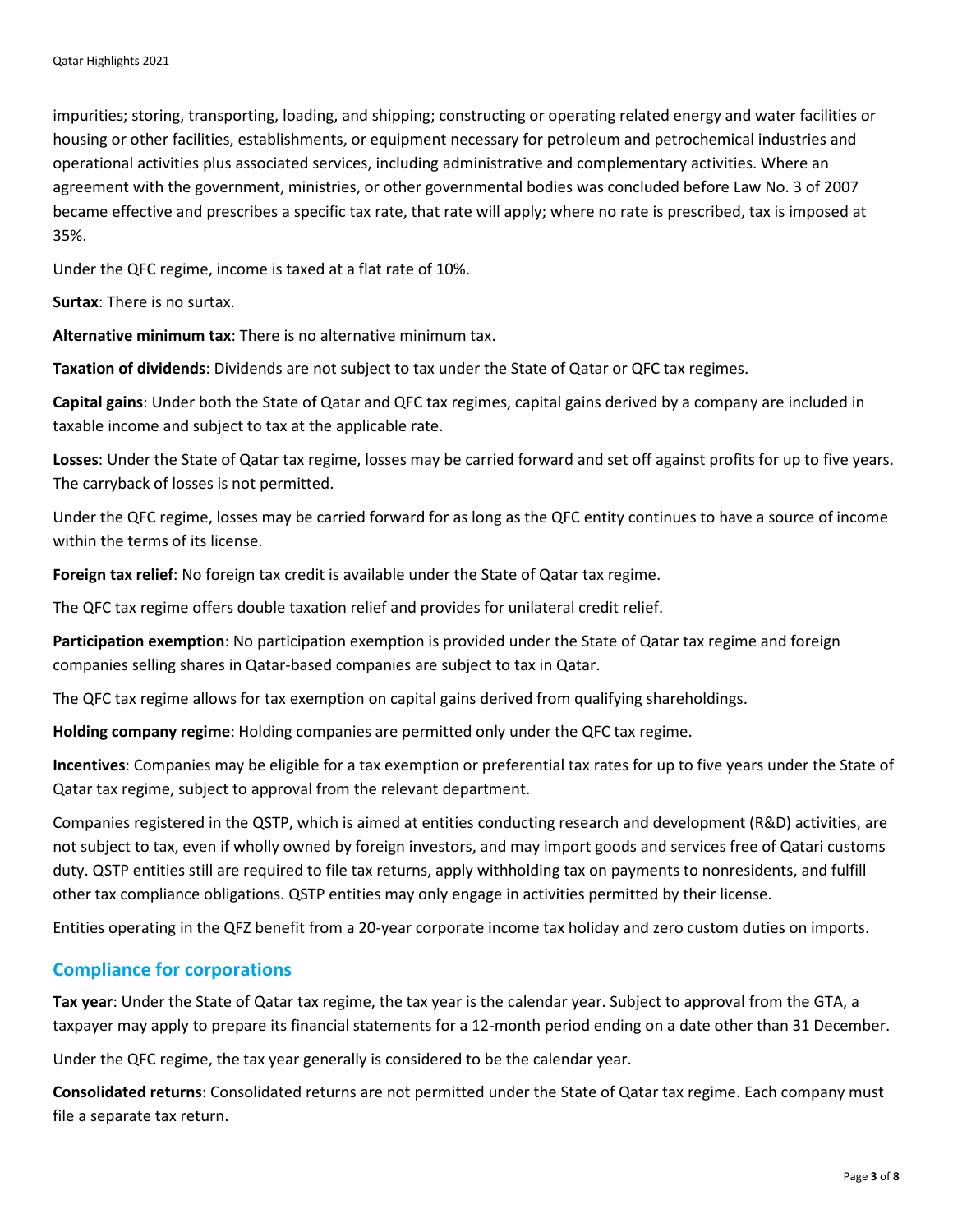impurities; storing, transporting, loading, and shipping; constructing or operating related energy and water facilities or housing or other facilities, establishments, or equipment necessary for petroleum and petrochemical industries and operational activities plus associated services, including administrative and complementary activities. Where an agreement with the government, ministries, or other governmental bodies was concluded before Law No. 3 of 2007 became effective and prescribes a specific tax rate, that rate will apply; where no rate is prescribed, tax is imposed at 35%.

Under the QFC regime, income is taxed at a flat rate of 10%.

**Surtax**: There is no surtax.

**Alternative minimum tax**: There is no alternative minimum tax.

**Taxation of dividends**: Dividends are not subject to tax under the State of Qatar or QFC tax regimes.

**Capital gains**: Under both the State of Qatar and QFC tax regimes, capital gains derived by a company are included in taxable income and subject to tax at the applicable rate.

**Losses**: Under the State of Qatar tax regime, losses may be carried forward and set off against profits for up to five years. The carryback of losses is not permitted.

Under the QFC regime, losses may be carried forward for as long as the QFC entity continues to have a source of income within the terms of its license.

**Foreign tax relief**: No foreign tax credit is available under the State of Qatar tax regime.

The QFC tax regime offers double taxation relief and provides for unilateral credit relief.

**Participation exemption**: No participation exemption is provided under the State of Qatar tax regime and foreign companies selling shares in Qatar-based companies are subject to tax in Qatar.

The QFC tax regime allows for tax exemption on capital gains derived from qualifying shareholdings.

**Holding company regime**: Holding companies are permitted only under the QFC tax regime.

**Incentives**: Companies may be eligible for a tax exemption or preferential tax rates for up to five years under the State of Qatar tax regime, subject to approval from the relevant department.

Companies registered in the QSTP, which is aimed at entities conducting research and development (R&D) activities, are not subject to tax, even if wholly owned by foreign investors, and may import goods and services free of Qatari customs duty. QSTP entities still are required to file tax returns, apply withholding tax on payments to nonresidents, and fulfill other tax compliance obligations. QSTP entities may only engage in activities permitted by their license.

Entities operating in the QFZ benefit from a 20-year corporate income tax holiday and zero custom duties on imports.

## Compliance for corporations

**Tax year**: Under the State of Qatar tax regime, the tax year is the calendar year. Subject to approval from the GTA, a taxpayer may apply to prepare its financial statements for a 12-month period ending on a date other than 31 December.

Under the QFC regime, the tax year generally is considered to be the calendar year.

**Consolidated returns**: Consolidated returns are not permitted under the State of Qatar tax regime. Each company must file a separate tax return.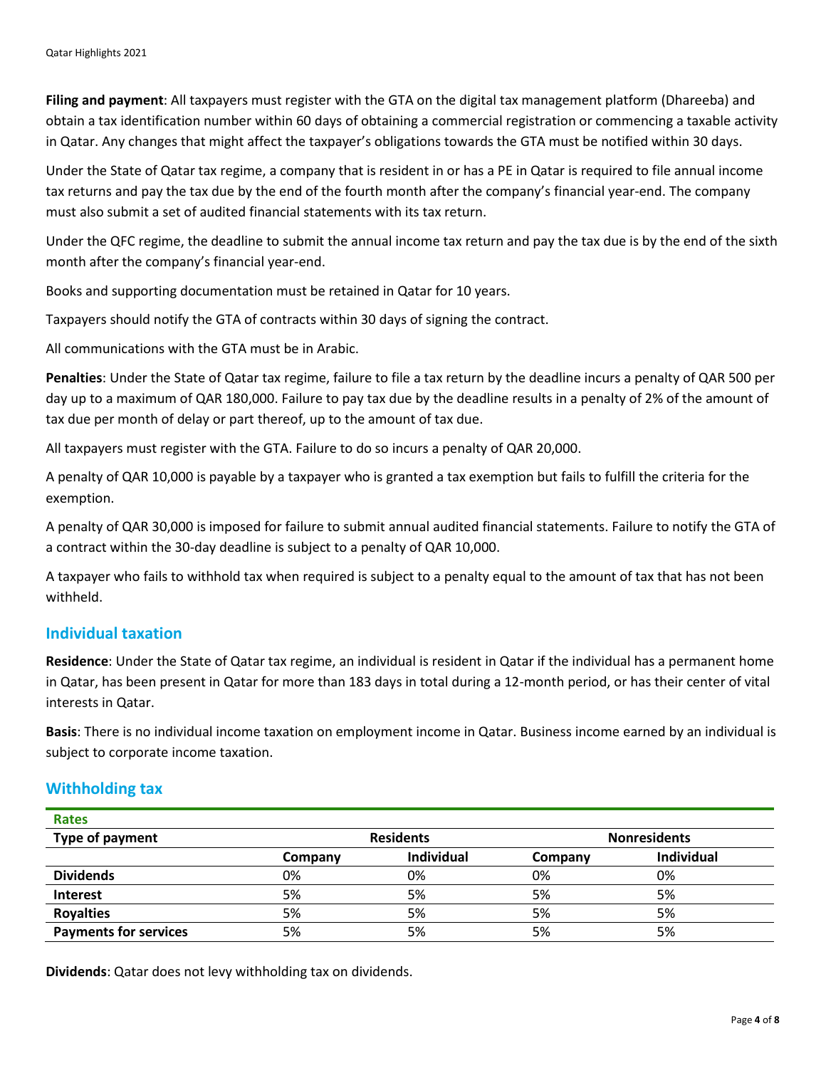**Filing and payment**: All taxpayers must register with the GTA on the digital tax management platform (Dhareeba) and obtain a tax identification number within 60 days of obtaining a commercial registration or commencing a taxable activity in Qatar. Any changes that might affect the taxpayer's obligations towards the GTA must be notified within 30 days.

Under the State of Qatar tax regime, a company that is resident in or has a PE in Qatar is required to file annual income tax returns and pay the tax due by the end of the fourth month after the company's financial year-end. The company must also submit a set of audited financial statements with its tax return.

Under the QFC regime, the deadline to submit the annual income tax return and pay the tax due is by the end of the sixth month after the company's financial year-end.

Books and supporting documentation must be retained in Qatar for 10 years.

Taxpayers should notify the GTA of contracts within 30 days of signing the contract.

All communications with the GTA must be in Arabic.

**Penalties**: Under the State of Qatar tax regime, failure to file a tax return by the deadline incurs a penalty of QAR 500 per day up to a maximum of QAR 180,000. Failure to pay tax due by the deadline results in a penalty of 2% of the amount of tax due per month of delay or part thereof, up to the amount of tax due.

All taxpayers must register with the GTA. Failure to do so incurs a penalty of QAR 20,000.

A penalty of QAR 10,000 is payable by a taxpayer who is granted a tax exemption but fails to fulfill the criteria for the exemption.

A penalty of QAR 30,000 is imposed for failure to submit annual audited financial statements. Failure to notify the GTA of a contract within the 30-day deadline is subject to a penalty of QAR 10,000.

A taxpayer who fails to withhold tax when required is subject to a penalty equal to the amount of tax that has not been withheld.

## Individual taxation

**Residence**: Under the State of Qatar tax regime, an individual is resident in Qatar if the individual has a permanent home in Qatar, has been present in Qatar for more than 183 days in total during a 12-month period, or has their center of vital interests in Qatar.

**Basis**: There is no individual income taxation on employment income in Qatar. Business income earned by an individual is subject to corporate income taxation.

## Withholding tax

**Rates**

| Type of payment | Residents | | Nonresidents | |
|---|---|---|---|---|
| | Company | Individual | Company | Individual |
| **Dividends** | 0% | 0% | 0% | 0% |
| **Interest** | 5% | 5% | 5% | 5% |
| **Royalties** | 5% | 5% | 5% | 5% |
| **Payments for services** | 5% | 5% | 5% | 5% |

**Dividends**: Qatar does not levy withholding tax on dividends.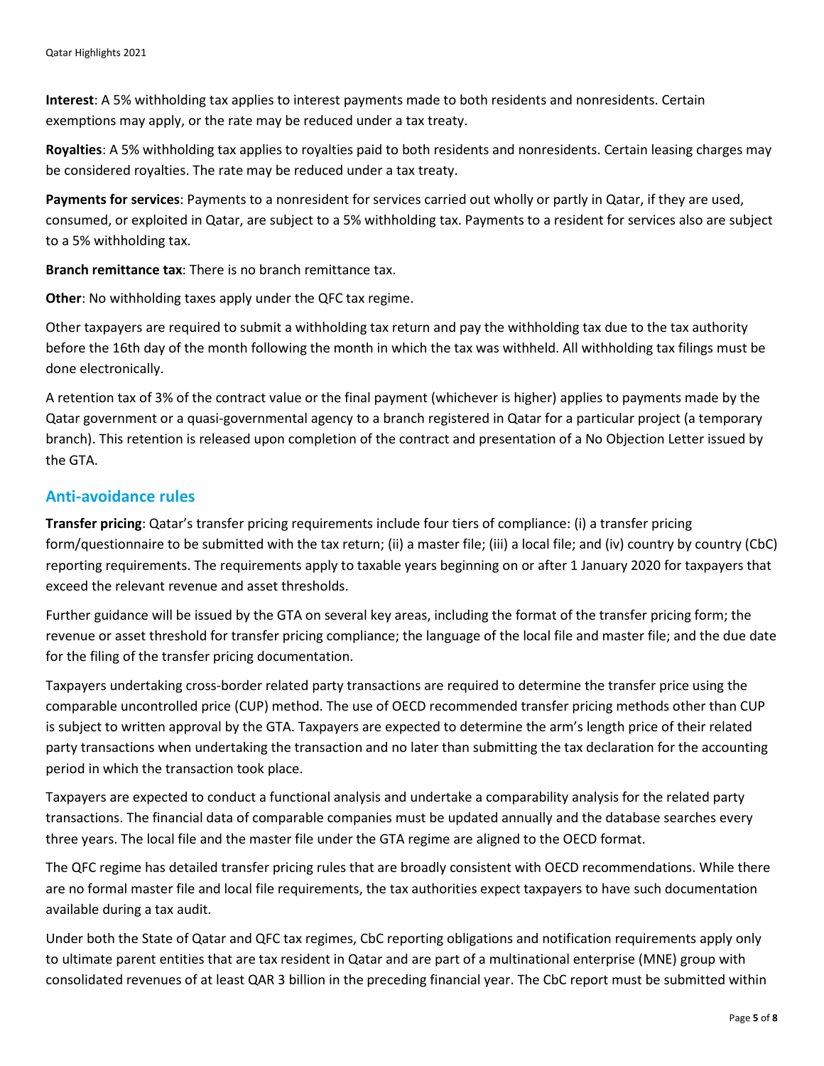**Interest**: A 5% withholding tax applies to interest payments made to both residents and nonresidents. Certain exemptions may apply, or the rate may be reduced under a tax treaty.

**Royalties**: A 5% withholding tax applies to royalties paid to both residents and nonresidents. Certain leasing charges may be considered royalties. The rate may be reduced under a tax treaty.

**Payments for services**: Payments to a nonresident for services carried out wholly or partly in Qatar, if they are used, consumed, or exploited in Qatar, are subject to a 5% withholding tax. Payments to a resident for services also are subject to a 5% withholding tax.

**Branch remittance tax**: There is no branch remittance tax.

**Other**: No withholding taxes apply under the QFC tax regime.

Other taxpayers are required to submit a withholding tax return and pay the withholding tax due to the tax authority before the 16th day of the month following the month in which the tax was withheld. All withholding tax filings must be done electronically.

A retention tax of 3% of the contract value or the final payment (whichever is higher) applies to payments made by the Qatar government or a quasi-governmental agency to a branch registered in Qatar for a particular project (a temporary branch). This retention is released upon completion of the contract and presentation of a No Objection Letter issued by the GTA.

## Anti-avoidance rules

**Transfer pricing**: Qatar's transfer pricing requirements include four tiers of compliance: (i) a transfer pricing form/questionnaire to be submitted with the tax return; (ii) a master file; (iii) a local file; and (iv) country by country (CbC) reporting requirements. The requirements apply to taxable years beginning on or after 1 January 2020 for taxpayers that exceed the relevant revenue and asset thresholds.

Further guidance will be issued by the GTA on several key areas, including the format of the transfer pricing form; the revenue or asset threshold for transfer pricing compliance; the language of the local file and master file; and the due date for the filing of the transfer pricing documentation.

Taxpayers undertaking cross-border related party transactions are required to determine the transfer price using the comparable uncontrolled price (CUP) method. The use of OECD recommended transfer pricing methods other than CUP is subject to written approval by the GTA. Taxpayers are expected to determine the arm's length price of their related party transactions when undertaking the transaction and no later than submitting the tax declaration for the accounting period in which the transaction took place.

Taxpayers are expected to conduct a functional analysis and undertake a comparability analysis for the related party transactions. The financial data of comparable companies must be updated annually and the database searches every three years. The local file and the master file under the GTA regime are aligned to the OECD format.

The QFC regime has detailed transfer pricing rules that are broadly consistent with OECD recommendations. While there are no formal master file and local file requirements, the tax authorities expect taxpayers to have such documentation available during a tax audit.

Under both the State of Qatar and QFC tax regimes, CbC reporting obligations and notification requirements apply only to ultimate parent entities that are tax resident in Qatar and are part of a multinational enterprise (MNE) group with consolidated revenues of at least QAR 3 billion in the preceding financial year. The CbC report must be submitted within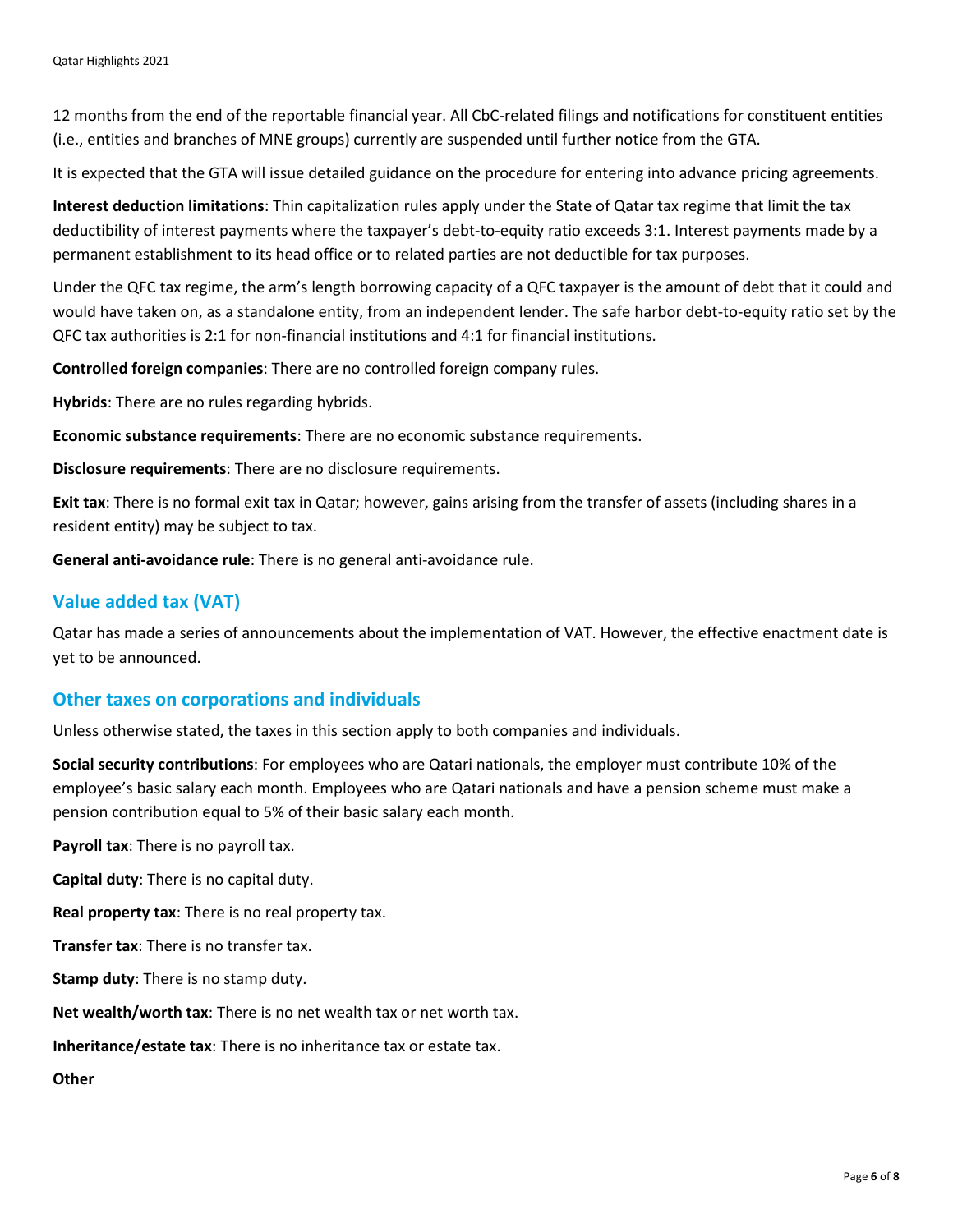12 months from the end of the reportable financial year. All CbC-related filings and notifications for constituent entities (i.e., entities and branches of MNE groups) currently are suspended until further notice from the GTA.

It is expected that the GTA will issue detailed guidance on the procedure for entering into advance pricing agreements.

**Interest deduction limitations**: Thin capitalization rules apply under the State of Qatar tax regime that limit the tax deductibility of interest payments where the taxpayer's debt-to-equity ratio exceeds 3:1. Interest payments made by a permanent establishment to its head office or to related parties are not deductible for tax purposes.

Under the QFC tax regime, the arm's length borrowing capacity of a QFC taxpayer is the amount of debt that it could and would have taken on, as a standalone entity, from an independent lender. The safe harbor debt-to-equity ratio set by the QFC tax authorities is 2:1 for non-financial institutions and 4:1 for financial institutions.

**Controlled foreign companies**: There are no controlled foreign company rules.

**Hybrids**: There are no rules regarding hybrids.

**Economic substance requirements**: There are no economic substance requirements.

**Disclosure requirements**: There are no disclosure requirements.

**Exit tax**: There is no formal exit tax in Qatar; however, gains arising from the transfer of assets (including shares in a resident entity) may be subject to tax.

**General anti-avoidance rule**: There is no general anti-avoidance rule.

## Value added tax (VAT)

Qatar has made a series of announcements about the implementation of VAT. However, the effective enactment date is yet to be announced.

## Other taxes on corporations and individuals

Unless otherwise stated, the taxes in this section apply to both companies and individuals.

**Social security contributions**: For employees who are Qatari nationals, the employer must contribute 10% of the employee's basic salary each month. Employees who are Qatari nationals and have a pension scheme must make a pension contribution equal to 5% of their basic salary each month.

**Payroll tax**: There is no payroll tax.

**Capital duty**: There is no capital duty.

**Real property tax**: There is no real property tax.

**Transfer tax**: There is no transfer tax.

**Stamp duty**: There is no stamp duty.

**Net wealth/worth tax**: There is no net wealth tax or net worth tax.

**Inheritance/estate tax**: There is no inheritance tax or estate tax.

**Other**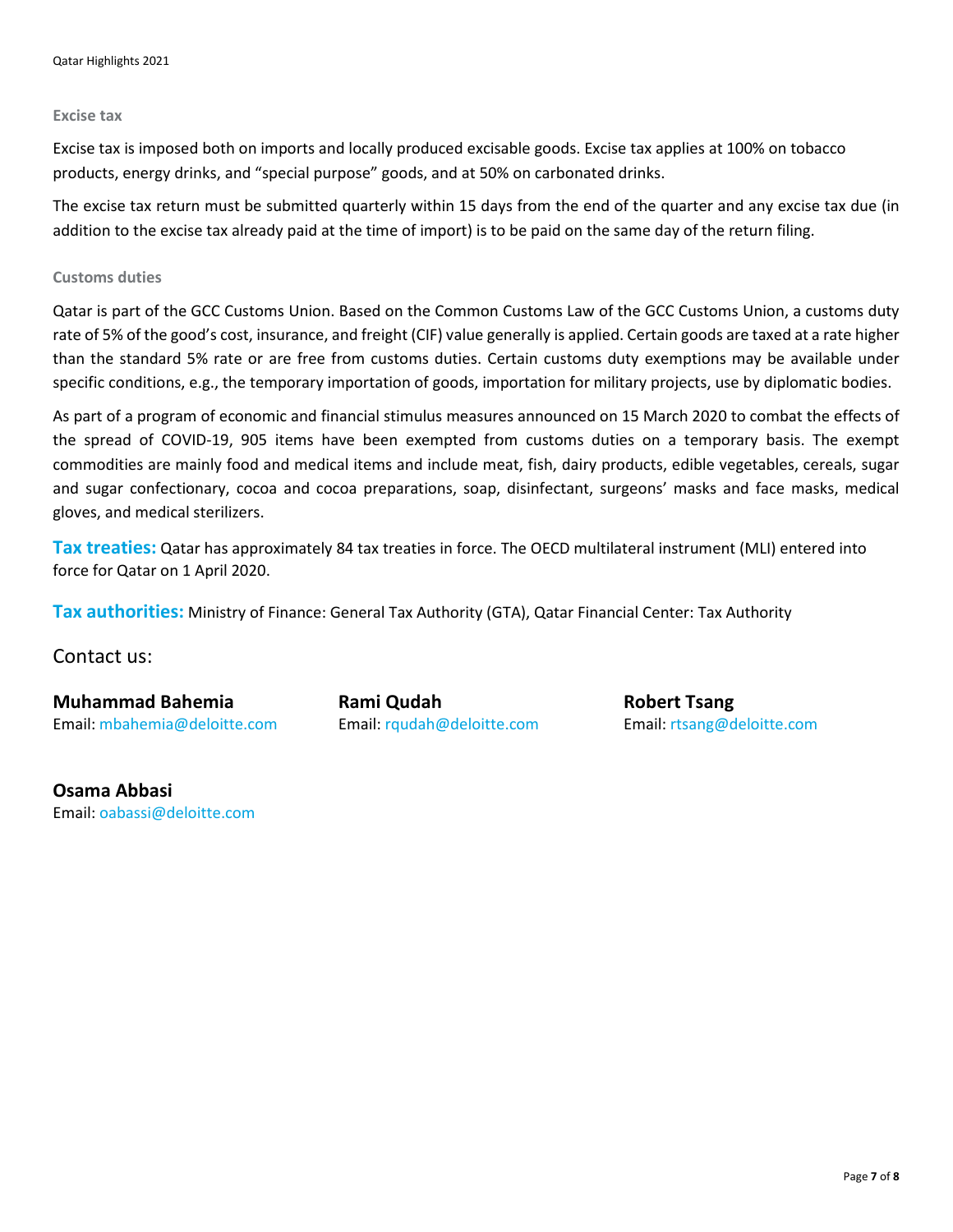#### Excise tax

Excise tax is imposed both on imports and locally produced excisable goods. Excise tax applies at 100% on tobacco products, energy drinks, and "special purpose" goods, and at 50% on carbonated drinks.

The excise tax return must be submitted quarterly within 15 days from the end of the quarter and any excise tax due (in addition to the excise tax already paid at the time of import) is to be paid on the same day of the return filing.

#### Customs duties

Qatar is part of the GCC Customs Union. Based on the Common Customs Law of the GCC Customs Union, a customs duty rate of 5% of the good's cost, insurance, and freight (CIF) value generally is applied. Certain goods are taxed at a rate higher than the standard 5% rate or are free from customs duties. Certain customs duty exemptions may be available under specific conditions, e.g., the temporary importation of goods, importation for military projects, use by diplomatic bodies.

As part of a program of economic and financial stimulus measures announced on 15 March 2020 to combat the effects of the spread of COVID-19, 905 items have been exempted from customs duties on a temporary basis. The exempt commodities are mainly food and medical items and include meat, fish, dairy products, edible vegetables, cereals, sugar and sugar confectionary, cocoa and cocoa preparations, soap, disinfectant, surgeons' masks and face masks, medical gloves, and medical sterilizers.

**Tax treaties:** Qatar has approximately 84 tax treaties in force. The OECD multilateral instrument (MLI) entered into force for Qatar on 1 April 2020.

**Tax authorities:** Ministry of Finance: General Tax Authority (GTA), Qatar Financial Center: Tax Authority

## Contact us:

**Muhammad Bahemia**
Email: mbahemia@deloitte.com

**Rami Qudah**
Email: rqudah@deloitte.com

**Robert Tsang**
Email: rtsang@deloitte.com

**Osama Abbasi**
Email: oabassi@deloitte.com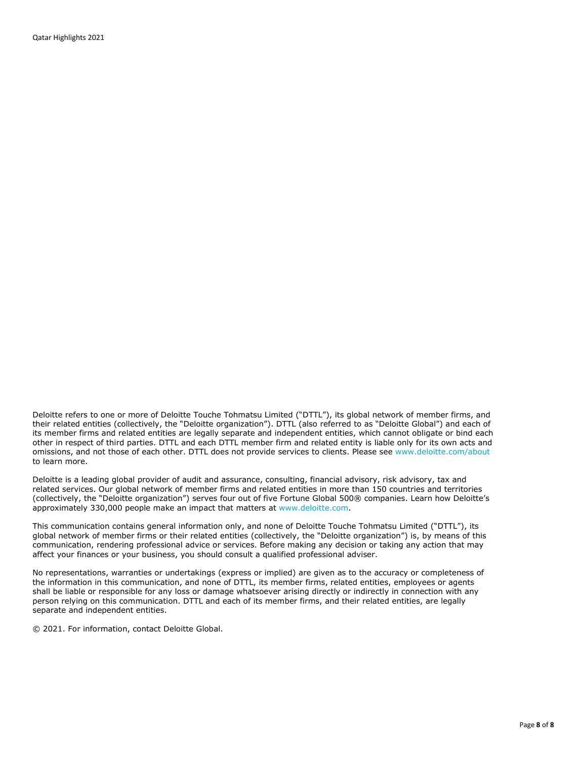Deloitte refers to one or more of Deloitte Touche Tohmatsu Limited ("DTTL"), its global network of member firms, and their related entities (collectively, the "Deloitte organization"). DTTL (also referred to as "Deloitte Global") and each of its member firms and related entities are legally separate and independent entities, which cannot obligate or bind each other in respect of third parties. DTTL and each DTTL member firm and related entity is liable only for its own acts and omissions, and not those of each other. DTTL does not provide services to clients. Please see www.deloitte.com/about to learn more.

Deloitte is a leading global provider of audit and assurance, consulting, financial advisory, risk advisory, tax and related services. Our global network of member firms and related entities in more than 150 countries and territories (collectively, the "Deloitte organization") serves four out of five Fortune Global 500® companies. Learn how Deloitte's approximately 330,000 people make an impact that matters at www.deloitte.com.

This communication contains general information only, and none of Deloitte Touche Tohmatsu Limited ("DTTL"), its global network of member firms or their related entities (collectively, the "Deloitte organization") is, by means of this communication, rendering professional advice or services. Before making any decision or taking any action that may affect your finances or your business, you should consult a qualified professional adviser.

No representations, warranties or undertakings (express or implied) are given as to the accuracy or completeness of the information in this communication, and none of DTTL, its member firms, related entities, employees or agents shall be liable or responsible for any loss or damage whatsoever arising directly or indirectly in connection with any person relying on this communication. DTTL and each of its member firms, and their related entities, are legally separate and independent entities.

© 2021. For information, contact Deloitte Global.